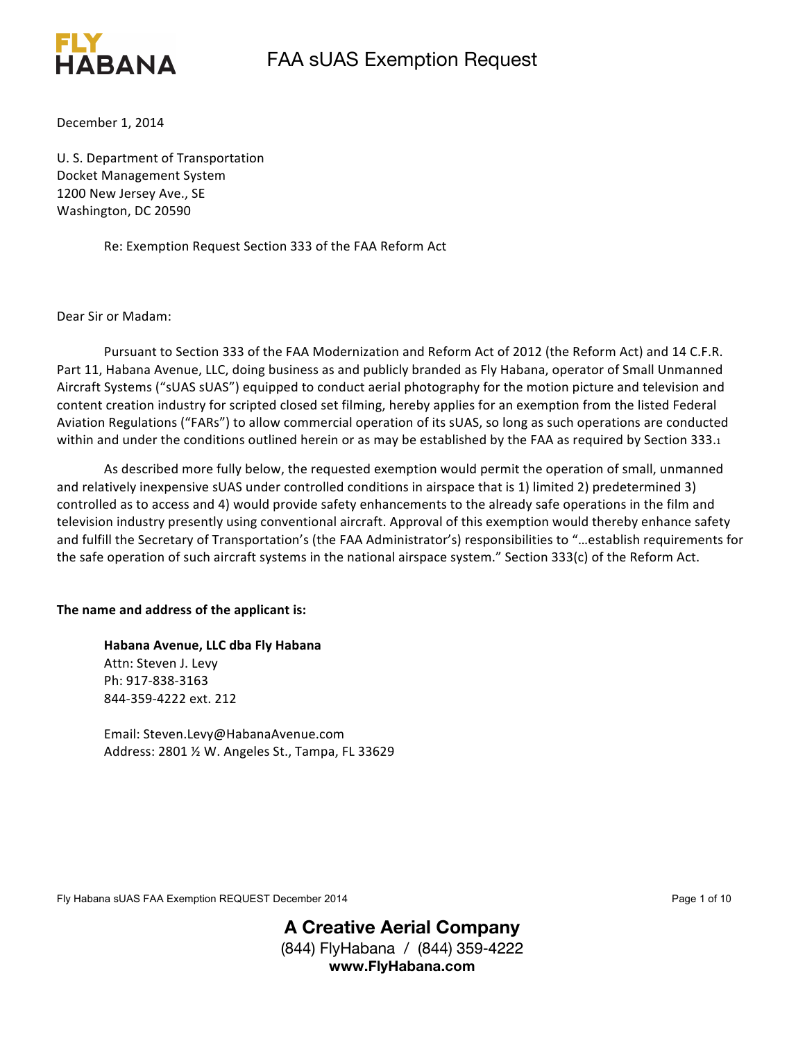# FAA sUAS Exemption Request

December 1, 2014

U. S. Department of Transportation
Docket Management System
1200 New Jersey Ave., SE
Washington, DC 20590

Re: Exemption Request Section 333 of the FAA Reform Act

Dear Sir or Madam:

Pursuant to Section 333 of the FAA Modernization and Reform Act of 2012 (the Reform Act) and 14 C.F.R. Part 11, Habana Avenue, LLC, doing business as and publicly branded as Fly Habana, operator of Small Unmanned Aircraft Systems ("sUAS sUAS") equipped to conduct aerial photography for the motion picture and television and content creation industry for scripted closed set filming, hereby applies for an exemption from the listed Federal Aviation Regulations ("FARs") to allow commercial operation of its sUAS, so long as such operations are conducted within and under the conditions outlined herein or as may be established by the FAA as required by Section 333.[1]

As described more fully below, the requested exemption would permit the operation of small, unmanned and relatively inexpensive sUAS under controlled conditions in airspace that is 1) limited 2) predetermined 3) controlled as to access and 4) would provide safety enhancements to the already safe operations in the film and television industry presently using conventional aircraft. Approval of this exemption would thereby enhance safety and fulfill the Secretary of Transportation's (the FAA Administrator's) responsibilities to "…establish requirements for the safe operation of such aircraft systems in the national airspace system." Section 333(c) of the Reform Act.

**The name and address of the applicant is:**

**Habana Avenue, LLC dba Fly Habana**
Attn: Steven J. Levy
Ph: 917-838-3163
844-359-4222 ext. 212

Email: Steven.Levy@HabanaAvenue.com
Address: 2801 ½ W. Angeles St., Tampa, FL 33629

**A Creative Aerial Company**
(844) FlyHabana / (844) 359-4222
**www.FlyHabana.com**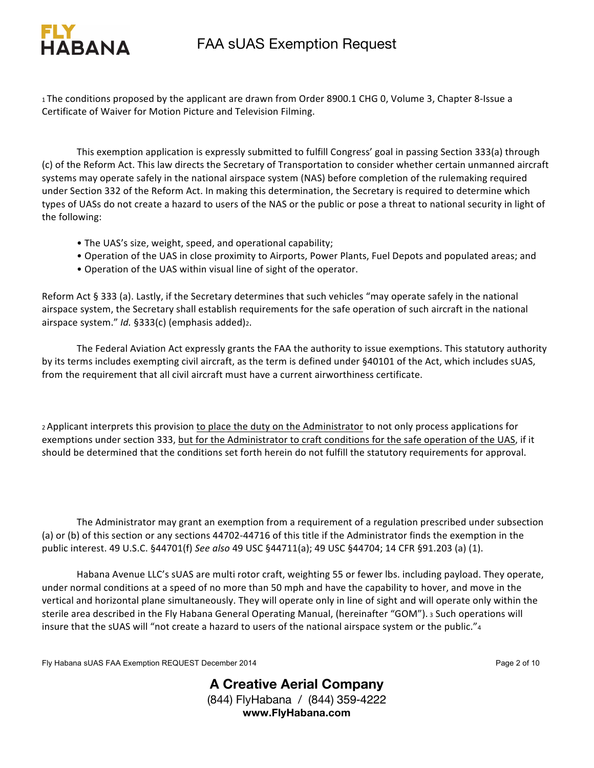[1] The conditions proposed by the applicant are drawn from Order 8900.1 CHG 0, Volume 3, Chapter 8-Issue a Certificate of Waiver for Motion Picture and Television Filming.

This exemption application is expressly submitted to fulfill Congress' goal in passing Section 333(a) through (c) of the Reform Act. This law directs the Secretary of Transportation to consider whether certain unmanned aircraft systems may operate safely in the national airspace system (NAS) before completion of the rulemaking required under Section 332 of the Reform Act. In making this determination, the Secretary is required to determine which types of UASs do not create a hazard to users of the NAS or the public or pose a threat to national security in light of the following:

- The UAS's size, weight, speed, and operational capability;
- Operation of the UAS in close proximity to Airports, Power Plants, Fuel Depots and populated areas; and
- Operation of the UAS within visual line of sight of the operator.

Reform Act § 333 (a). Lastly, if the Secretary determines that such vehicles "may operate safely in the national airspace system, the Secretary shall establish requirements for the safe operation of such aircraft in the national airspace system." *Id.* §333(c) (emphasis added)[2].

The Federal Aviation Act expressly grants the FAA the authority to issue exemptions. This statutory authority by its terms includes exempting civil aircraft, as the term is defined under §40101 of the Act, which includes sUAS, from the requirement that all civil aircraft must have a current airworthiness certificate.

[2] Applicant interprets this provision to place the duty on the Administrator to not only process applications for exemptions under section 333, but for the Administrator to craft conditions for the safe operation of the UAS, if it should be determined that the conditions set forth herein do not fulfill the statutory requirements for approval.

The Administrator may grant an exemption from a requirement of a regulation prescribed under subsection (a) or (b) of this section or any sections 44702-44716 of this title if the Administrator finds the exemption in the public interest. 49 U.S.C. §44701(f) *See also* 49 USC §44711(a); 49 USC §44704; 14 CFR §91.203 (a) (1).

Habana Avenue LLC's sUAS are multi rotor craft, weighting 55 or fewer lbs. including payload. They operate, under normal conditions at a speed of no more than 50 mph and have the capability to hover, and move in the vertical and horizontal plane simultaneously. They will operate only in line of sight and will operate only within the sterile area described in the Fly Habana General Operating Manual, (hereinafter "GOM"). [3] Such operations will insure that the sUAS will "not create a hazard to users of the national airspace system or the public."[4]

**A Creative Aerial Company**
(844) FlyHabana / (844) 359-4222
**www.FlyHabana.com**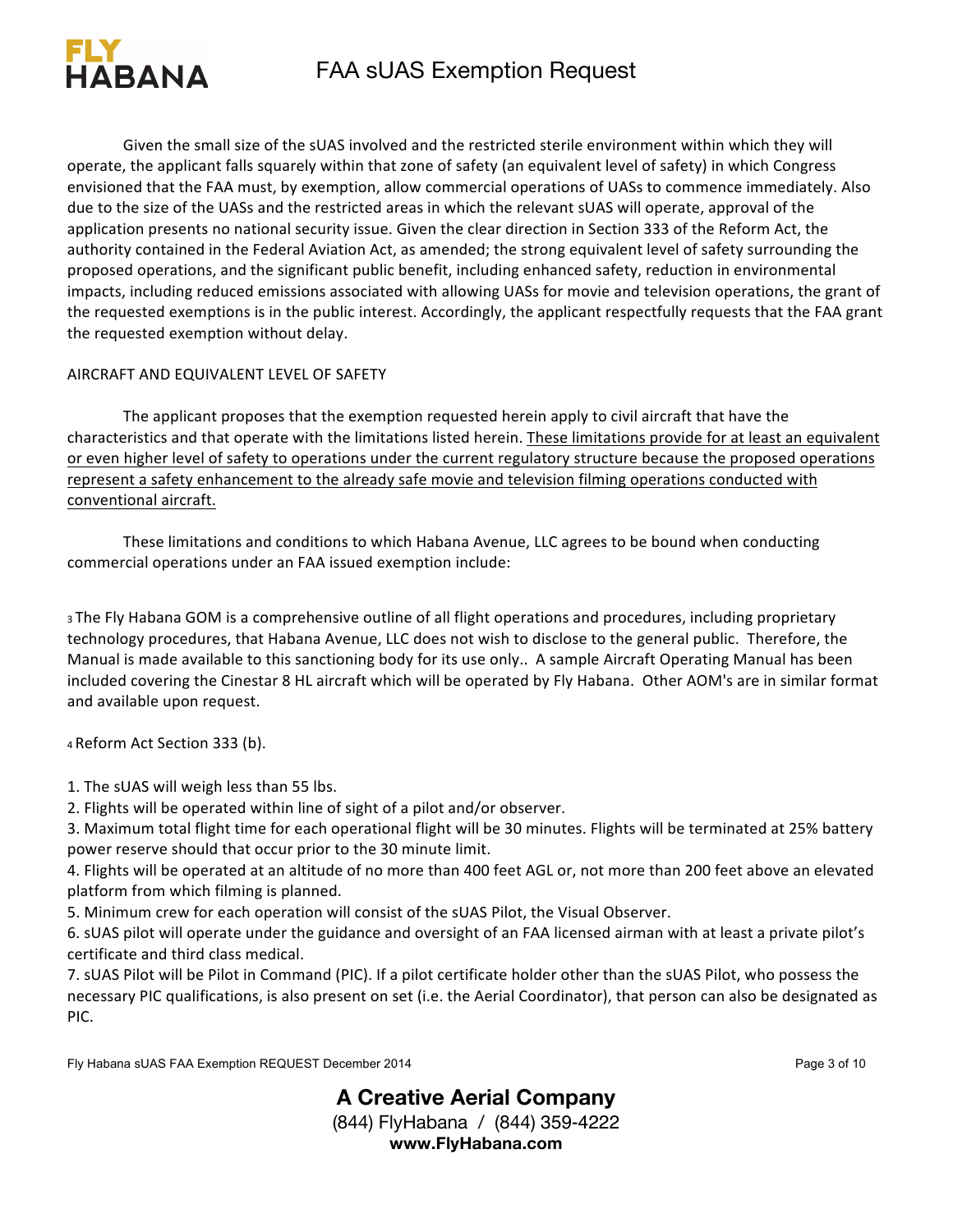Given the small size of the sUAS involved and the restricted sterile environment within which they will operate, the applicant falls squarely within that zone of safety (an equivalent level of safety) in which Congress envisioned that the FAA must, by exemption, allow commercial operations of UASs to commence immediately. Also due to the size of the UASs and the restricted areas in which the relevant sUAS will operate, approval of the application presents no national security issue. Given the clear direction in Section 333 of the Reform Act, the authority contained in the Federal Aviation Act, as amended; the strong equivalent level of safety surrounding the proposed operations, and the significant public benefit, including enhanced safety, reduction in environmental impacts, including reduced emissions associated with allowing UASs for movie and television operations, the grant of the requested exemptions is in the public interest. Accordingly, the applicant respectfully requests that the FAA grant the requested exemption without delay.

AIRCRAFT AND EQUIVALENT LEVEL OF SAFETY

The applicant proposes that the exemption requested herein apply to civil aircraft that have the characteristics and that operate with the limitations listed herein. <u>These limitations provide for at least an equivalent or even higher level of safety to operations under the current regulatory structure because the proposed operations represent a safety enhancement to the already safe movie and television filming operations conducted with conventional aircraft.</u>

These limitations and conditions to which Habana Avenue, LLC agrees to be bound when conducting commercial operations under an FAA issued exemption include:

[3] The Fly Habana GOM is a comprehensive outline of all flight operations and procedures, including proprietary technology procedures, that Habana Avenue, LLC does not wish to disclose to the general public. Therefore, the Manual is made available to this sanctioning body for its use only.. A sample Aircraft Operating Manual has been included covering the Cinestar 8 HL aircraft which will be operated by Fly Habana. Other AOM's are in similar format and available upon request.

[4] Reform Act Section 333 (b).

1. The sUAS will weigh less than 55 lbs.
2. Flights will be operated within line of sight of a pilot and/or observer.
3. Maximum total flight time for each operational flight will be 30 minutes. Flights will be terminated at 25% battery power reserve should that occur prior to the 30 minute limit.
4. Flights will be operated at an altitude of no more than 400 feet AGL or, not more than 200 feet above an elevated platform from which filming is planned.
5. Minimum crew for each operation will consist of the sUAS Pilot, the Visual Observer.
6. sUAS pilot will operate under the guidance and oversight of an FAA licensed airman with at least a private pilot's certificate and third class medical.
7. sUAS Pilot will be Pilot in Command (PIC). If a pilot certificate holder other than the sUAS Pilot, who possess the necessary PIC qualifications, is also present on set (i.e. the Aerial Coordinator), that person can also be designated as PIC.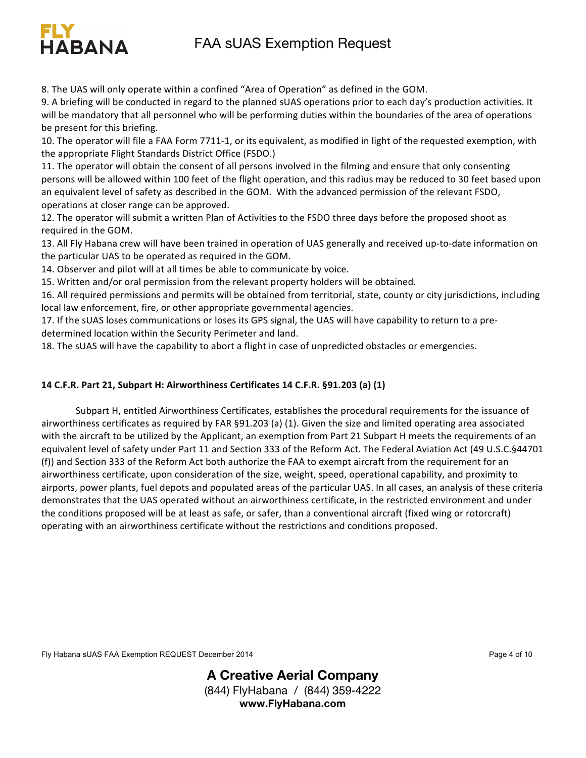8. The UAS will only operate within a confined "Area of Operation" as defined in the GOM.
9. A briefing will be conducted in regard to the planned sUAS operations prior to each day's production activities. It will be mandatory that all personnel who will be performing duties within the boundaries of the area of operations be present for this briefing.
10. The operator will file a FAA Form 7711-1, or its equivalent, as modified in light of the requested exemption, with the appropriate Flight Standards District Office (FSDO.)
11. The operator will obtain the consent of all persons involved in the filming and ensure that only consenting persons will be allowed within 100 feet of the flight operation, and this radius may be reduced to 30 feet based upon an equivalent level of safety as described in the GOM. With the advanced permission of the relevant FSDO, operations at closer range can be approved.
12. The operator will submit a written Plan of Activities to the FSDO three days before the proposed shoot as required in the GOM.
13. All Fly Habana crew will have been trained in operation of UAS generally and received up-to-date information on the particular UAS to be operated as required in the GOM.
14. Observer and pilot will at all times be able to communicate by voice.
15. Written and/or oral permission from the relevant property holders will be obtained.
16. All required permissions and permits will be obtained from territorial, state, county or city jurisdictions, including local law enforcement, fire, or other appropriate governmental agencies.
17. If the sUAS loses communications or loses its GPS signal, the UAS will have capability to return to a pre-determined location within the Security Perimeter and land.
18. The sUAS will have the capability to abort a flight in case of unpredicted obstacles or emergencies.

**14 C.F.R. Part 21, Subpart H: Airworthiness Certificates 14 C.F.R. §91.203 (a) (1)**

Subpart H, entitled Airworthiness Certificates, establishes the procedural requirements for the issuance of airworthiness certificates as required by FAR §91.203 (a) (1). Given the size and limited operating area associated with the aircraft to be utilized by the Applicant, an exemption from Part 21 Subpart H meets the requirements of an equivalent level of safety under Part 11 and Section 333 of the Reform Act. The Federal Aviation Act (49 U.S.C.§44701 (f)) and Section 333 of the Reform Act both authorize the FAA to exempt aircraft from the requirement for an airworthiness certificate, upon consideration of the size, weight, speed, operational capability, and proximity to airports, power plants, fuel depots and populated areas of the particular UAS. In all cases, an analysis of these criteria demonstrates that the UAS operated without an airworthiness certificate, in the restricted environment and under the conditions proposed will be at least as safe, or safer, than a conventional aircraft (fixed wing or rotorcraft) operating with an airworthiness certificate without the restrictions and conditions proposed.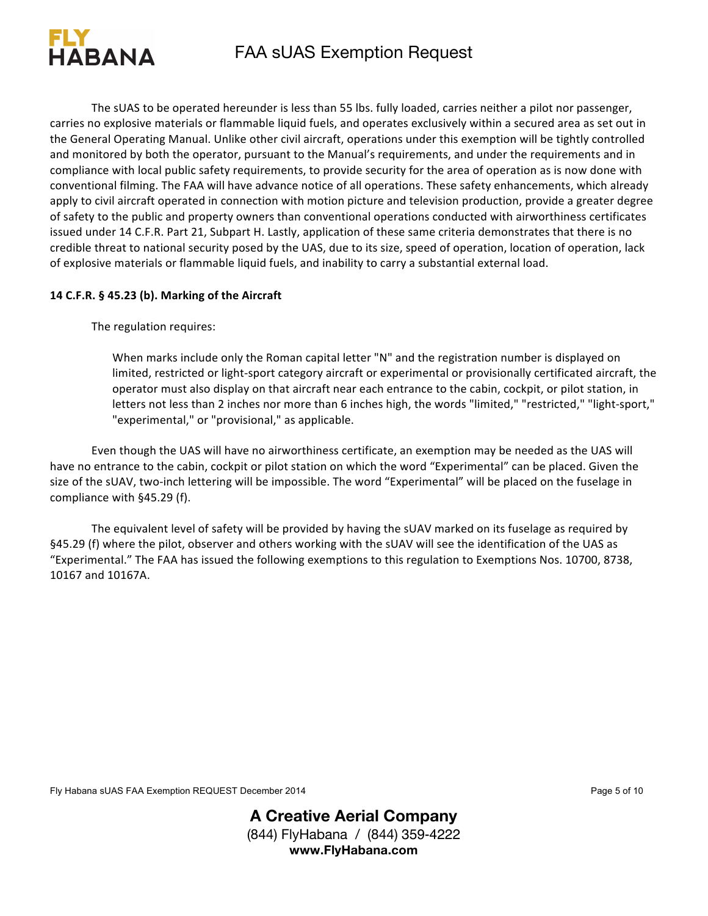The sUAS to be operated hereunder is less than 55 lbs. fully loaded, carries neither a pilot nor passenger, carries no explosive materials or flammable liquid fuels, and operates exclusively within a secured area as set out in the General Operating Manual. Unlike other civil aircraft, operations under this exemption will be tightly controlled and monitored by both the operator, pursuant to the Manual's requirements, and under the requirements and in compliance with local public safety requirements, to provide security for the area of operation as is now done with conventional filming. The FAA will have advance notice of all operations. These safety enhancements, which already apply to civil aircraft operated in connection with motion picture and television production, provide a greater degree of safety to the public and property owners than conventional operations conducted with airworthiness certificates issued under 14 C.F.R. Part 21, Subpart H. Lastly, application of these same criteria demonstrates that there is no credible threat to national security posed by the UAS, due to its size, speed of operation, location of operation, lack of explosive materials or flammable liquid fuels, and inability to carry a substantial external load.

**14 C.F.R. § 45.23 (b). Marking of the Aircraft**

The regulation requires:

> When marks include only the Roman capital letter "N" and the registration number is displayed on limited, restricted or light-sport category aircraft or experimental or provisionally certificated aircraft, the operator must also display on that aircraft near each entrance to the cabin, cockpit, or pilot station, in letters not less than 2 inches nor more than 6 inches high, the words "limited," "restricted," "light-sport," "experimental," or "provisional," as applicable.

Even though the UAS will have no airworthiness certificate, an exemption may be needed as the UAS will have no entrance to the cabin, cockpit or pilot station on which the word "Experimental" can be placed. Given the size of the sUAV, two-inch lettering will be impossible. The word "Experimental" will be placed on the fuselage in compliance with §45.29 (f).

The equivalent level of safety will be provided by having the sUAV marked on its fuselage as required by §45.29 (f) where the pilot, observer and others working with the sUAV will see the identification of the UAS as "Experimental." The FAA has issued the following exemptions to this regulation to Exemptions Nos. 10700, 8738, 10167 and 10167A.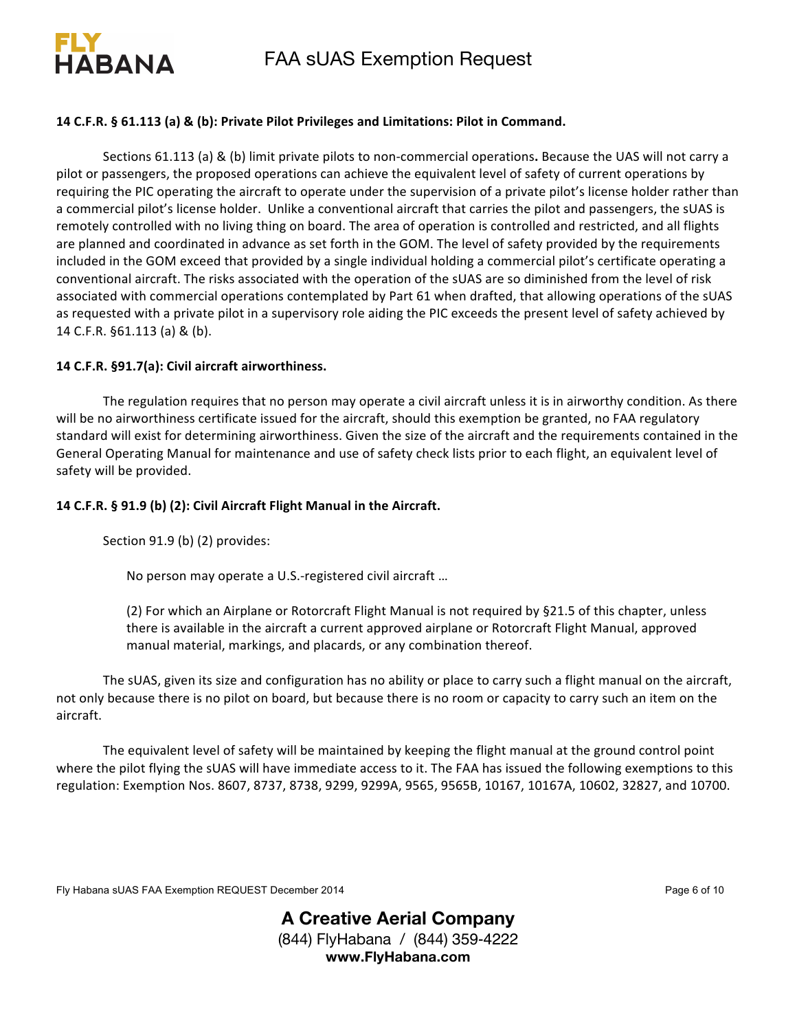**14 C.F.R. § 61.113 (a) & (b): Private Pilot Privileges and Limitations: Pilot in Command.**

Sections 61.113 (a) & (b) limit private pilots to non-commercial operations**.** Because the UAS will not carry a pilot or passengers, the proposed operations can achieve the equivalent level of safety of current operations by requiring the PIC operating the aircraft to operate under the supervision of a private pilot's license holder rather than a commercial pilot's license holder. Unlike a conventional aircraft that carries the pilot and passengers, the sUAS is remotely controlled with no living thing on board. The area of operation is controlled and restricted, and all flights are planned and coordinated in advance as set forth in the GOM. The level of safety provided by the requirements included in the GOM exceed that provided by a single individual holding a commercial pilot's certificate operating a conventional aircraft. The risks associated with the operation of the sUAS are so diminished from the level of risk associated with commercial operations contemplated by Part 61 when drafted, that allowing operations of the sUAS as requested with a private pilot in a supervisory role aiding the PIC exceeds the present level of safety achieved by 14 C.F.R. §61.113 (a) & (b).

**14 C.F.R. §91.7(a): Civil aircraft airworthiness.**

The regulation requires that no person may operate a civil aircraft unless it is in airworthy condition. As there will be no airworthiness certificate issued for the aircraft, should this exemption be granted, no FAA regulatory standard will exist for determining airworthiness. Given the size of the aircraft and the requirements contained in the General Operating Manual for maintenance and use of safety check lists prior to each flight, an equivalent level of safety will be provided.

**14 C.F.R. § 91.9 (b) (2): Civil Aircraft Flight Manual in the Aircraft.**

Section 91.9 (b) (2) provides:

> No person may operate a U.S.-registered civil aircraft …
>
> (2) For which an Airplane or Rotorcraft Flight Manual is not required by §21.5 of this chapter, unless there is available in the aircraft a current approved airplane or Rotorcraft Flight Manual, approved manual material, markings, and placards, or any combination thereof.

The sUAS, given its size and configuration has no ability or place to carry such a flight manual on the aircraft, not only because there is no pilot on board, but because there is no room or capacity to carry such an item on the aircraft.

The equivalent level of safety will be maintained by keeping the flight manual at the ground control point where the pilot flying the sUAS will have immediate access to it. The FAA has issued the following exemptions to this regulation: Exemption Nos. 8607, 8737, 8738, 9299, 9299A, 9565, 9565B, 10167, 10167A, 10602, 32827, and 10700.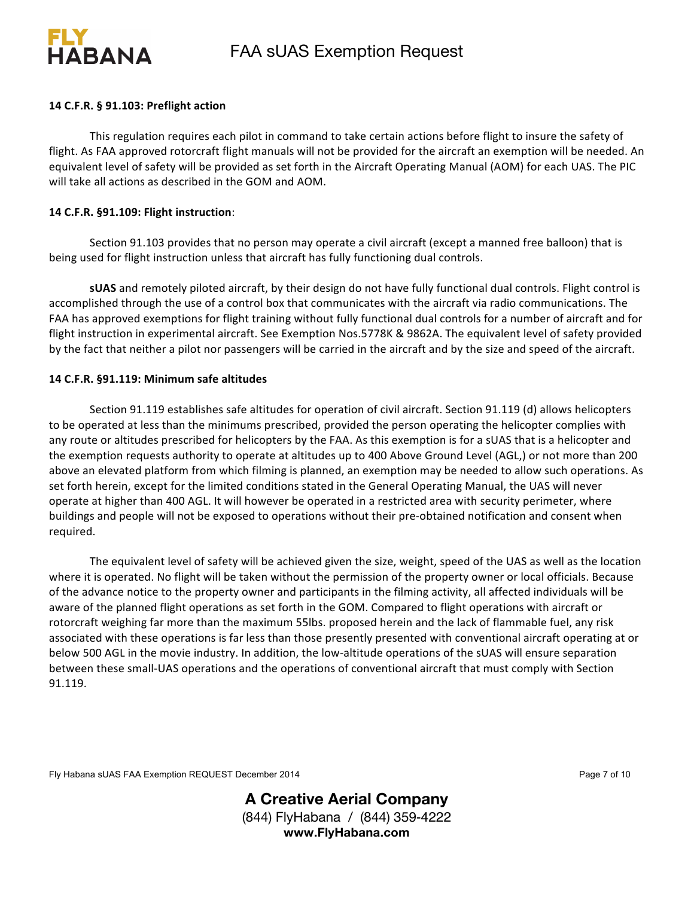**14 C.F.R. § 91.103: Preflight action**

This regulation requires each pilot in command to take certain actions before flight to insure the safety of flight. As FAA approved rotorcraft flight manuals will not be provided for the aircraft an exemption will be needed. An equivalent level of safety will be provided as set forth in the Aircraft Operating Manual (AOM) for each UAS. The PIC will take all actions as described in the GOM and AOM.

**14 C.F.R. §91.109: Flight instruction**:

Section 91.103 provides that no person may operate a civil aircraft (except a manned free balloon) that is being used for flight instruction unless that aircraft has fully functioning dual controls.

**sUAS** and remotely piloted aircraft, by their design do not have fully functional dual controls. Flight control is accomplished through the use of a control box that communicates with the aircraft via radio communications. The FAA has approved exemptions for flight training without fully functional dual controls for a number of aircraft and for flight instruction in experimental aircraft. See Exemption Nos.5778K & 9862A. The equivalent level of safety provided by the fact that neither a pilot nor passengers will be carried in the aircraft and by the size and speed of the aircraft.

**14 C.F.R. §91.119: Minimum safe altitudes**

Section 91.119 establishes safe altitudes for operation of civil aircraft. Section 91.119 (d) allows helicopters to be operated at less than the minimums prescribed, provided the person operating the helicopter complies with any route or altitudes prescribed for helicopters by the FAA. As this exemption is for a sUAS that is a helicopter and the exemption requests authority to operate at altitudes up to 400 Above Ground Level (AGL,) or not more than 200 above an elevated platform from which filming is planned, an exemption may be needed to allow such operations. As set forth herein, except for the limited conditions stated in the General Operating Manual, the UAS will never operate at higher than 400 AGL. It will however be operated in a restricted area with security perimeter, where buildings and people will not be exposed to operations without their pre-obtained notification and consent when required.

The equivalent level of safety will be achieved given the size, weight, speed of the UAS as well as the location where it is operated. No flight will be taken without the permission of the property owner or local officials. Because of the advance notice to the property owner and participants in the filming activity, all affected individuals will be aware of the planned flight operations as set forth in the GOM. Compared to flight operations with aircraft or rotorcraft weighing far more than the maximum 55lbs. proposed herein and the lack of flammable fuel, any risk associated with these operations is far less than those presently presented with conventional aircraft operating at or below 500 AGL in the movie industry. In addition, the low-altitude operations of the sUAS will ensure separation between these small-UAS operations and the operations of conventional aircraft that must comply with Section 91.119.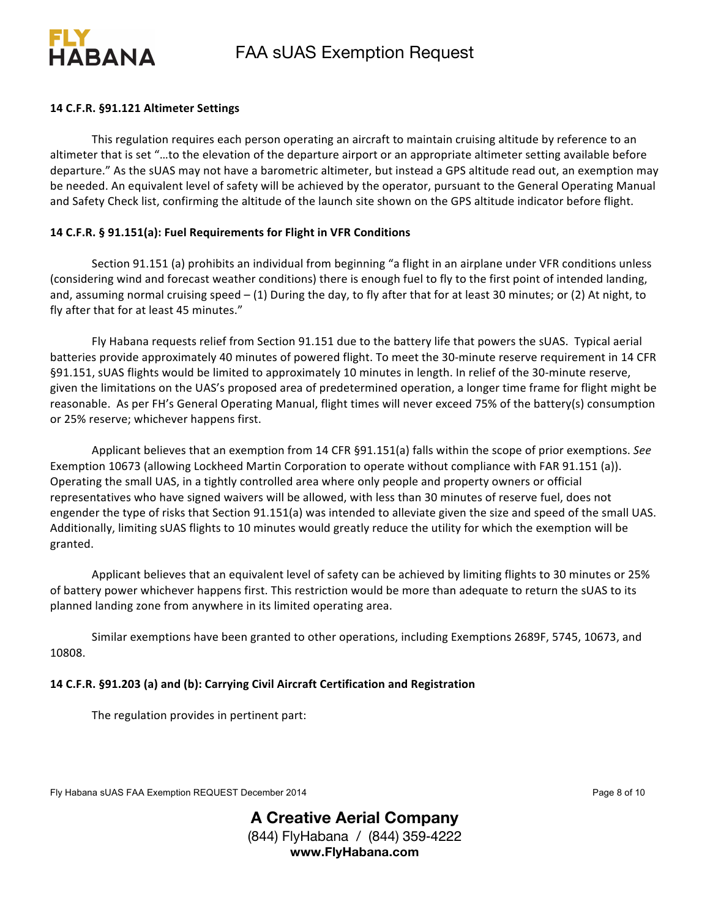**14 C.F.R. §91.121 Altimeter Settings**

This regulation requires each person operating an aircraft to maintain cruising altitude by reference to an altimeter that is set "…to the elevation of the departure airport or an appropriate altimeter setting available before departure." As the sUAS may not have a barometric altimeter, but instead a GPS altitude read out, an exemption may be needed. An equivalent level of safety will be achieved by the operator, pursuant to the General Operating Manual and Safety Check list, confirming the altitude of the launch site shown on the GPS altitude indicator before flight.

**14 C.F.R. § 91.151(a): Fuel Requirements for Flight in VFR Conditions**

Section 91.151 (a) prohibits an individual from beginning "a flight in an airplane under VFR conditions unless (considering wind and forecast weather conditions) there is enough fuel to fly to the first point of intended landing, and, assuming normal cruising speed – (1) During the day, to fly after that for at least 30 minutes; or (2) At night, to fly after that for at least 45 minutes."

Fly Habana requests relief from Section 91.151 due to the battery life that powers the sUAS. Typical aerial batteries provide approximately 40 minutes of powered flight. To meet the 30-minute reserve requirement in 14 CFR §91.151, sUAS flights would be limited to approximately 10 minutes in length. In relief of the 30-minute reserve, given the limitations on the UAS's proposed area of predetermined operation, a longer time frame for flight might be reasonable. As per FH's General Operating Manual, flight times will never exceed 75% of the battery(s) consumption or 25% reserve; whichever happens first.

Applicant believes that an exemption from 14 CFR §91.151(a) falls within the scope of prior exemptions. *See* Exemption 10673 (allowing Lockheed Martin Corporation to operate without compliance with FAR 91.151 (a)). Operating the small UAS, in a tightly controlled area where only people and property owners or official representatives who have signed waivers will be allowed, with less than 30 minutes of reserve fuel, does not engender the type of risks that Section 91.151(a) was intended to alleviate given the size and speed of the small UAS. Additionally, limiting sUAS flights to 10 minutes would greatly reduce the utility for which the exemption will be granted.

Applicant believes that an equivalent level of safety can be achieved by limiting flights to 30 minutes or 25% of battery power whichever happens first. This restriction would be more than adequate to return the sUAS to its planned landing zone from anywhere in its limited operating area.

Similar exemptions have been granted to other operations, including Exemptions 2689F, 5745, 10673, and 10808.

**14 C.F.R. §91.203 (a) and (b): Carrying Civil Aircraft Certification and Registration**

The regulation provides in pertinent part: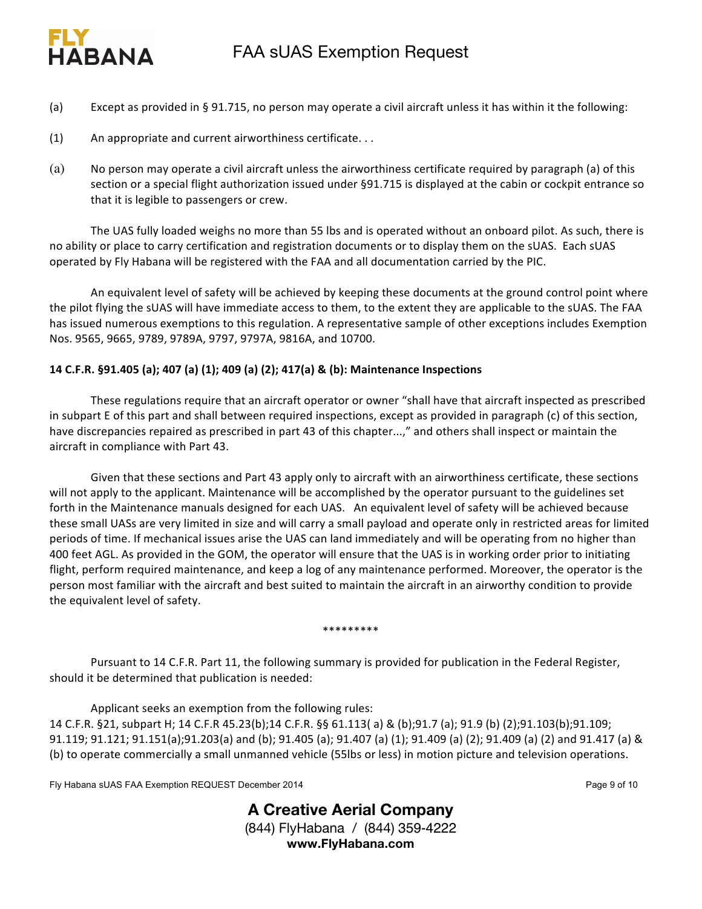(a) Except as provided in § 91.715, no person may operate a civil aircraft unless it has within it the following:

(1) An appropriate and current airworthiness certificate. . .

(a) No person may operate a civil aircraft unless the airworthiness certificate required by paragraph (a) of this section or a special flight authorization issued under §91.715 is displayed at the cabin or cockpit entrance so that it is legible to passengers or crew.

The UAS fully loaded weighs no more than 55 lbs and is operated without an onboard pilot. As such, there is no ability or place to carry certification and registration documents or to display them on the sUAS. Each sUAS operated by Fly Habana will be registered with the FAA and all documentation carried by the PIC.

An equivalent level of safety will be achieved by keeping these documents at the ground control point where the pilot flying the sUAS will have immediate access to them, to the extent they are applicable to the sUAS. The FAA has issued numerous exemptions to this regulation. A representative sample of other exceptions includes Exemption Nos. 9565, 9665, 9789, 9789A, 9797, 9797A, 9816A, and 10700.

**14 C.F.R. §91.405 (a); 407 (a) (1); 409 (a) (2); 417(a) & (b): Maintenance Inspections**

These regulations require that an aircraft operator or owner "shall have that aircraft inspected as prescribed in subpart E of this part and shall between required inspections, except as provided in paragraph (c) of this section, have discrepancies repaired as prescribed in part 43 of this chapter...," and others shall inspect or maintain the aircraft in compliance with Part 43.

Given that these sections and Part 43 apply only to aircraft with an airworthiness certificate, these sections will not apply to the applicant. Maintenance will be accomplished by the operator pursuant to the guidelines set forth in the Maintenance manuals designed for each UAS. An equivalent level of safety will be achieved because these small UASs are very limited in size and will carry a small payload and operate only in restricted areas for limited periods of time. If mechanical issues arise the UAS can land immediately and will be operating from no higher than 400 feet AGL. As provided in the GOM, the operator will ensure that the UAS is in working order prior to initiating flight, perform required maintenance, and keep a log of any maintenance performed. Moreover, the operator is the person most familiar with the aircraft and best suited to maintain the aircraft in an airworthy condition to provide the equivalent level of safety.

*********

Pursuant to 14 C.F.R. Part 11, the following summary is provided for publication in the Federal Register, should it be determined that publication is needed:

Applicant seeks an exemption from the following rules:
14 C.F.R. §21, subpart H; 14 C.F.R 45.23(b);14 C.F.R. §§ 61.113( a) & (b);91.7 (a); 91.9 (b) (2);91.103(b);91.109; 91.119; 91.121; 91.151(a);91.203(a) and (b); 91.405 (a); 91.407 (a) (1); 91.409 (a) (2); 91.409 (a) (2) and 91.417 (a) & (b) to operate commercially a small unmanned vehicle (55lbs or less) in motion picture and television operations.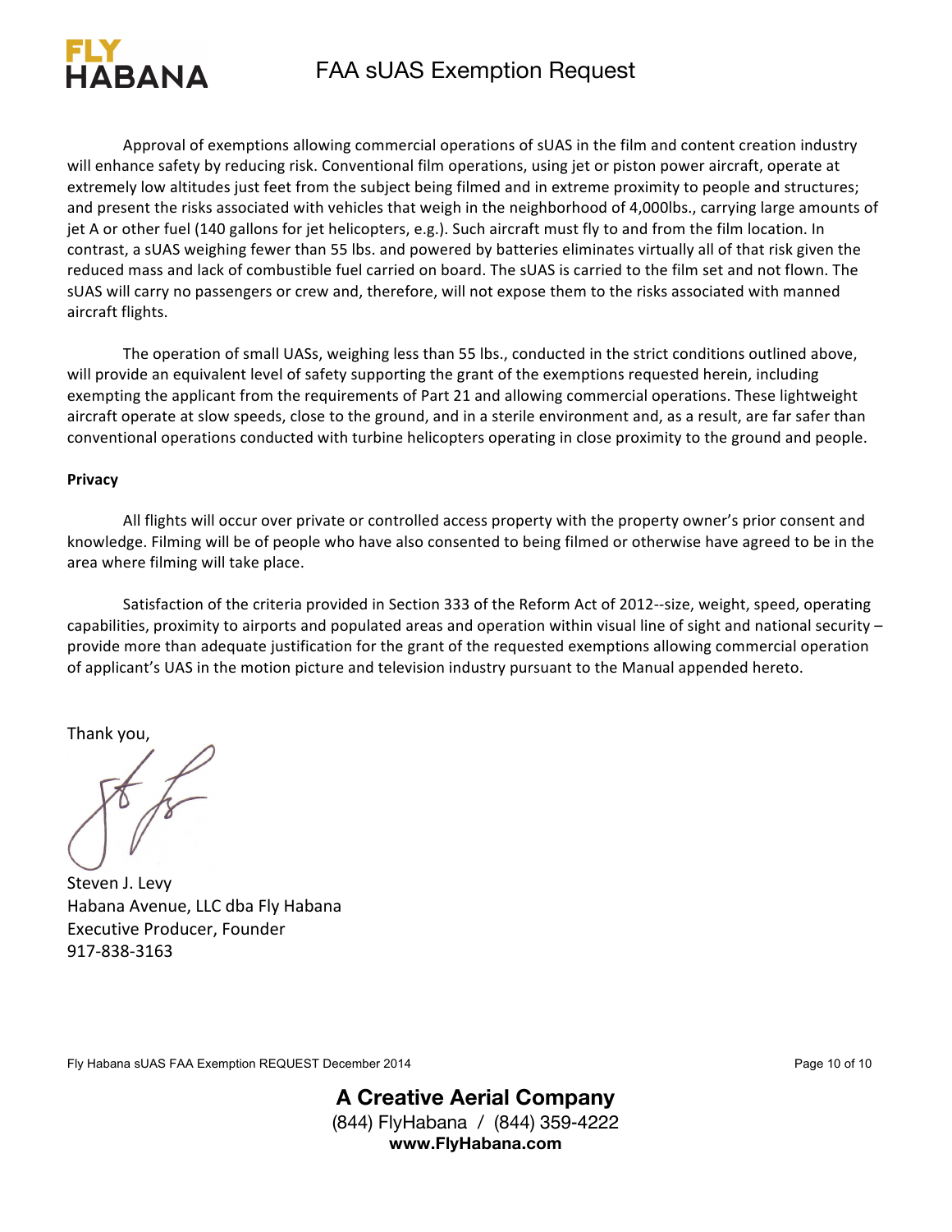Approval of exemptions allowing commercial operations of sUAS in the film and content creation industry will enhance safety by reducing risk. Conventional film operations, using jet or piston power aircraft, operate at extremely low altitudes just feet from the subject being filmed and in extreme proximity to people and structures; and present the risks associated with vehicles that weigh in the neighborhood of 4,000lbs., carrying large amounts of jet A or other fuel (140 gallons for jet helicopters, e.g.). Such aircraft must fly to and from the film location. In contrast, a sUAS weighing fewer than 55 lbs. and powered by batteries eliminates virtually all of that risk given the reduced mass and lack of combustible fuel carried on board. The sUAS is carried to the film set and not flown. The sUAS will carry no passengers or crew and, therefore, will not expose them to the risks associated with manned aircraft flights.

The operation of small UASs, weighing less than 55 lbs., conducted in the strict conditions outlined above, will provide an equivalent level of safety supporting the grant of the exemptions requested herein, including exempting the applicant from the requirements of Part 21 and allowing commercial operations. These lightweight aircraft operate at slow speeds, close to the ground, and in a sterile environment and, as a result, are far safer than conventional operations conducted with turbine helicopters operating in close proximity to the ground and people.

**Privacy**

All flights will occur over private or controlled access property with the property owner's prior consent and knowledge. Filming will be of people who have also consented to being filmed or otherwise have agreed to be in the area where filming will take place.

Satisfaction of the criteria provided in Section 333 of the Reform Act of 2012--size, weight, speed, operating capabilities, proximity to airports and populated areas and operation within visual line of sight and national security – provide more than adequate justification for the grant of the requested exemptions allowing commercial operation of applicant's UAS in the motion picture and television industry pursuant to the Manual appended hereto.

Thank you,

Steven J. Levy
Habana Avenue, LLC dba Fly Habana
Executive Producer, Founder
917-838-3163